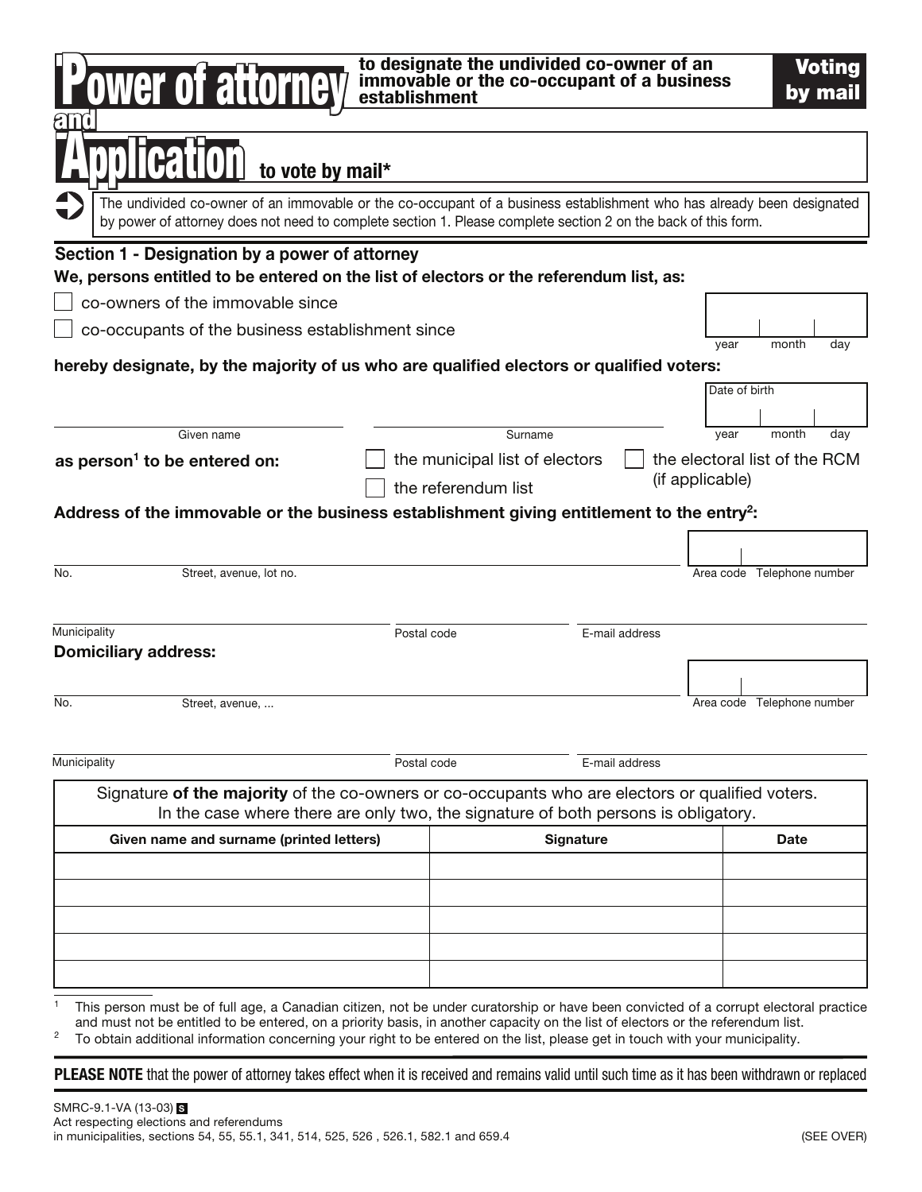# Power of attorney to designate the undivided co-owner of an immovable or the co-occupant of a business establishment

**Voting by mail**

# and Application to vote by mail*

The undivided co-owner of an immovable or the co-occupant of a business establishment who has already been designated by power of attorney does not need to complete section 1. Please complete section 2 on the back of this form.

## Section 1 - Designation by a power of attorney

**We, persons entitled to be entered on the list of electors or the referendum list, as:**

☐ co-owners of the immovable since

☐ co-occupants of the business establishment since

year | month | day

**hereby designate, by the majority of us who are qualified electors or qualified voters:**

Given name | Surname | Date of birth: year | month | day

**as person[1] to be entered on:** ☐ the municipal list of electors ☐ the electoral list of the RCM (if applicable) ☐ the referendum list

**Address of the immovable or the business establishment giving entitlement to the entry[2]:**

No. | Street, avenue, lot no. | Area code | Telephone number

Municipality | Postal code | E-mail address

**Domiciliary address:**

No. | Street, avenue, ... | Area code | Telephone number

Municipality | Postal code | E-mail address

Signature **of the majority** of the co-owners or co-occupants who are electors or qualified voters. In the case where there are only two, the signature of both persons is obligatory.

| Given name and surname (printed letters) | Signature | Date |
| --- | --- | --- |
| | | |
| | | |
| | | |
| | | |
| | | |

1 This person must be of full age, a Canadian citizen, not be under curatorship or have been convicted of a corrupt electoral practice and must not be entitled to be entered, on a priority basis, in another capacity on the list of electors or the referendum list.

2 To obtain additional information concerning your right to be entered on the list, please get in touch with your municipality.

**PLEASE NOTE** that the power of attorney takes effect when it is received and remains valid until such time as it has been withdrawn or replaced

SMRC-9.1-VA (13-03)
Act respecting elections and referendums in municipalities, sections 54, 55, 55.1, 341, 514, 525, 526 , 526.1, 582.1 and 659.4

(SEE OVER)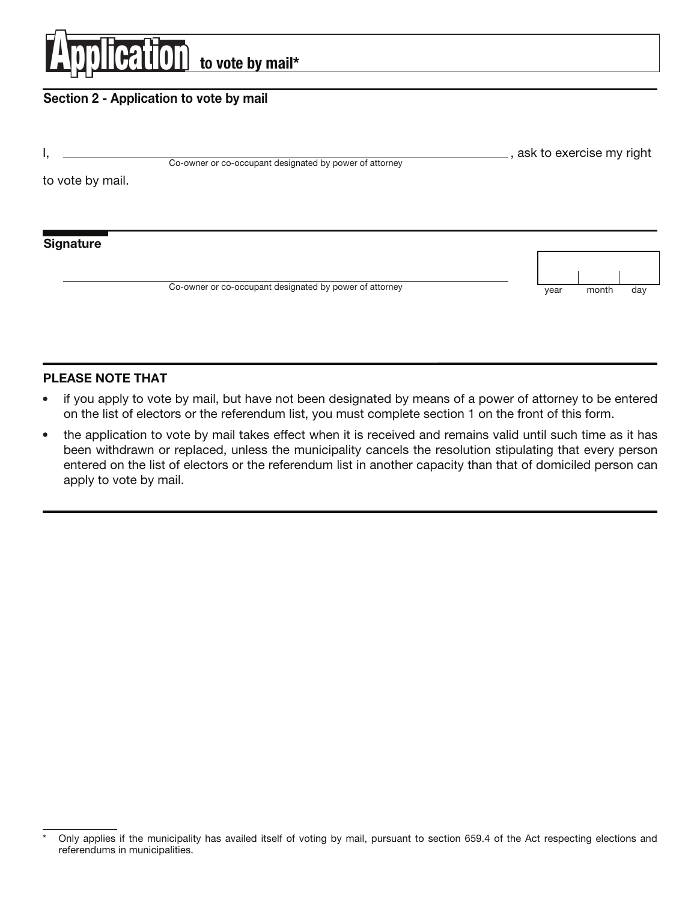# Application to vote by mail*

## Section 2 - Application to vote by mail

I, ______________________________________________, ask to exercise my right
Co-owner or co-occupant designated by power of attorney

to vote by mail.

### Signature

______________________________________________
Co-owner or co-occupant designated by power of attorney

| year | month | day |
|---|---|---|
| | | |

**PLEASE NOTE THAT**

- if you apply to vote by mail, but have not been designated by means of a power of attorney to be entered on the list of electors or the referendum list, you must complete section 1 on the front of this form.
- the application to vote by mail takes effect when it is received and remains valid until such time as it has been withdrawn or replaced, unless the municipality cancels the resolution stipulating that every person entered on the list of electors or the referendum list in another capacity than that of domiciled person can apply to vote by mail.

---

* Only applies if the municipality has availed itself of voting by mail, pursuant to section 659.4 of the Act respecting elections and referendums in municipalities.